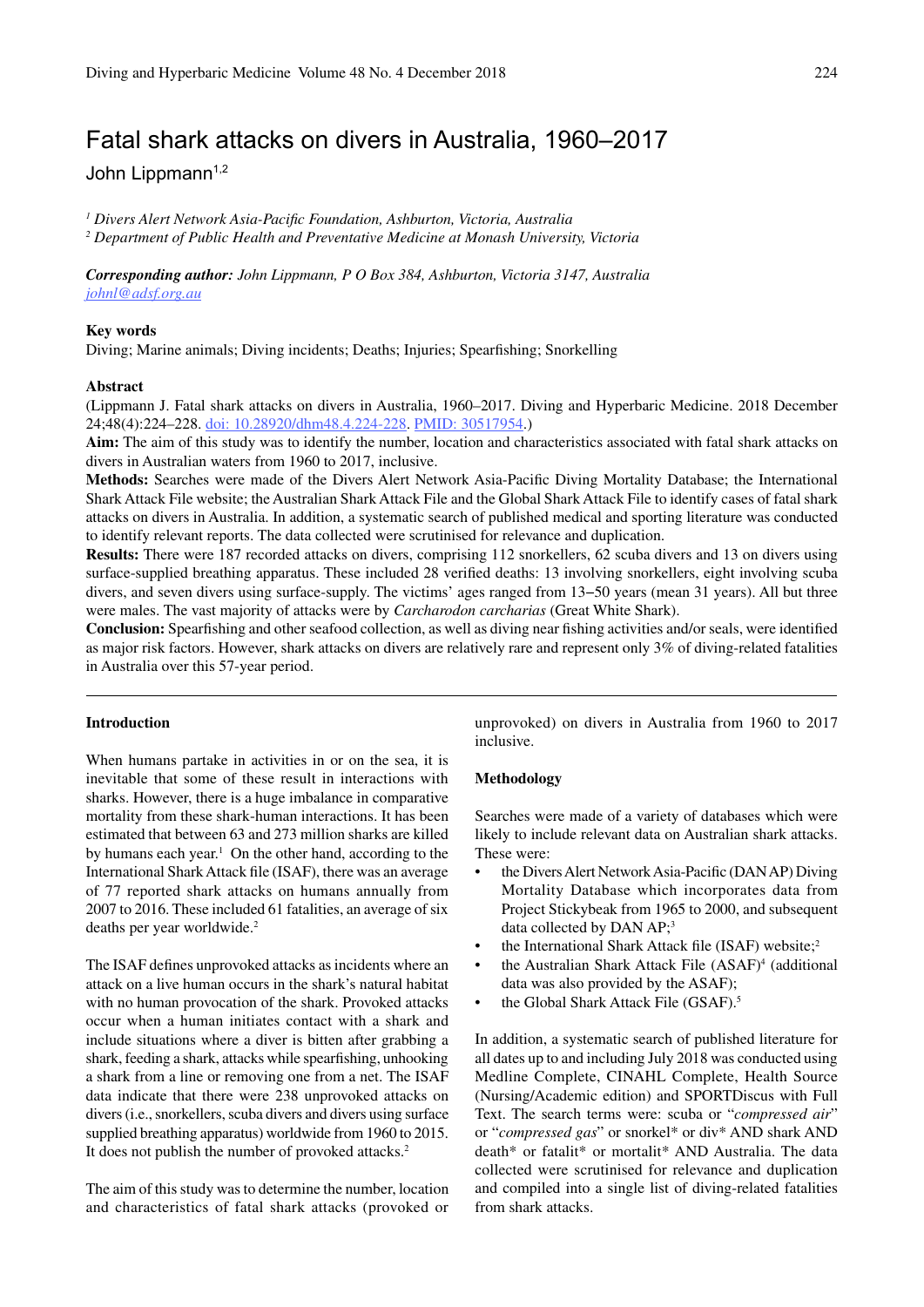# Fatal shark attacks on divers in Australia, 1960–2017

John Lippmann[1,2]

[1] *Divers Alert Network Asia-Pacific Foundation, Ashburton, Victoria, Australia*
[2] *Department of Public Health and Preventative Medicine at Monash University, Victoria*

***Corresponding author:*** *John Lippmann, P O Box 384, Ashburton, Victoria 3147, Australia*
*johnl@adsf.org.au*

**Key words**

Diving; Marine animals; Diving incidents; Deaths; Injuries; Spearfishing; Snorkelling

**Abstract**

(Lippmann J. Fatal shark attacks on divers in Australia, 1960–2017. Diving and Hyperbaric Medicine. 2018 December 24;48(4):224–228. doi: 10.28920/dhm48.4.224-228. PMID: 30517954.)

**Aim:** The aim of this study was to identify the number, location and characteristics associated with fatal shark attacks on divers in Australian waters from 1960 to 2017, inclusive.

**Methods:** Searches were made of the Divers Alert Network Asia-Pacific Diving Mortality Database; the International Shark Attack File website; the Australian Shark Attack File and the Global Shark Attack File to identify cases of fatal shark attacks on divers in Australia. In addition, a systematic search of published medical and sporting literature was conducted to identify relevant reports. The data collected were scrutinised for relevance and duplication.

**Results:** There were 187 recorded attacks on divers, comprising 112 snorkellers, 62 scuba divers and 13 on divers using surface-supplied breathing apparatus. These included 28 verified deaths: 13 involving snorkellers, eight involving scuba divers, and seven divers using surface-supply. The victims' ages ranged from 13–50 years (mean 31 years). All but three were males. The vast majority of attacks were by *Carcharodon carcharias* (Great White Shark).

**Conclusion:** Spearfishing and other seafood collection, as well as diving near fishing activities and/or seals, were identified as major risk factors. However, shark attacks on divers are relatively rare and represent only 3% of diving-related fatalities in Australia over this 57-year period.

## Introduction

When humans partake in activities in or on the sea, it is inevitable that some of these result in interactions with sharks. However, there is a huge imbalance in comparative mortality from these shark-human interactions. It has been estimated that between 63 and 273 million sharks are killed by humans each year.[1] On the other hand, according to the International Shark Attack file (ISAF), there was an average of 77 reported shark attacks on humans annually from 2007 to 2016. These included 61 fatalities, an average of six deaths per year worldwide.[2]

The ISAF defines unprovoked attacks as incidents where an attack on a live human occurs in the shark's natural habitat with no human provocation of the shark. Provoked attacks occur when a human initiates contact with a shark and include situations where a diver is bitten after grabbing a shark, feeding a shark, attacks while spearfishing, unhooking a shark from a line or removing one from a net. The ISAF data indicate that there were 238 unprovoked attacks on divers (i.e., snorkellers, scuba divers and divers using surface supplied breathing apparatus) worldwide from 1960 to 2015. It does not publish the number of provoked attacks.[2]

The aim of this study was to determine the number, location and characteristics of fatal shark attacks (provoked or unprovoked) on divers in Australia from 1960 to 2017 inclusive.

## Methodology

Searches were made of a variety of databases which were likely to include relevant data on Australian shark attacks. These were:

- the Divers Alert Network Asia-Pacific (DAN AP) Diving Mortality Database which incorporates data from Project Stickybeak from 1965 to 2000, and subsequent data collected by DAN AP;[3]
- the International Shark Attack file (ISAF) website;[2]
- the Australian Shark Attack File (ASAF)[4] (additional data was also provided by the ASAF);
- the Global Shark Attack File (GSAF).[5]

In addition, a systematic search of published literature for all dates up to and including July 2018 was conducted using Medline Complete, CINAHL Complete, Health Source (Nursing/Academic edition) and SPORTDiscus with Full Text. The search terms were: scuba or "*compressed air*" or "*compressed gas*" or snorkel* or div* AND shark AND death* or fatalit* or mortalit* AND Australia. The data collected were scrutinised for relevance and duplication and compiled into a single list of diving-related fatalities from shark attacks.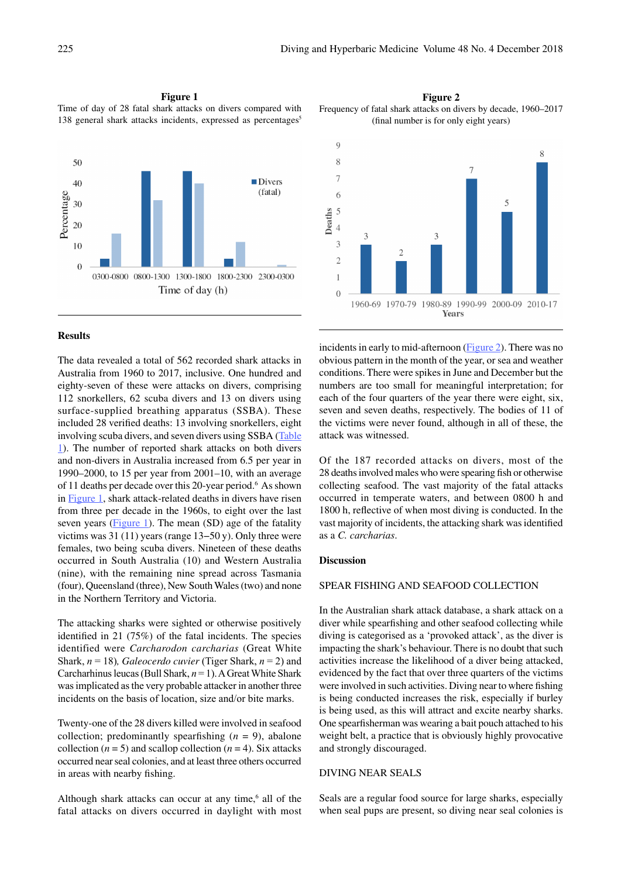**Figure 1**

Time of day of 28 fatal shark attacks on divers compared with 138 general shark attacks incidents, expressed as percentages[5]

**Figure 2**

Frequency of fatal shark attacks on divers by decade, 1960–2017 (final number is for only eight years)

## Results

The data revealed a total of 562 recorded shark attacks in Australia from 1960 to 2017, inclusive. One hundred and eighty-seven of these were attacks on divers, comprising 112 snorkellers, 62 scuba divers and 13 on divers using surface-supplied breathing apparatus (SSBA). These included 28 verified deaths: 13 involving snorkellers, eight involving scuba divers, and seven divers using SSBA (Table 1). The number of reported shark attacks on both divers and non-divers in Australia increased from 6.5 per year in 1990–2000, to 15 per year from 2001–10, with an average of 11 deaths per decade over this 20-year period.[6] As shown in Figure 1, shark attack-related deaths in divers have risen from three per decade in the 1960s, to eight over the last seven years (Figure 1). The mean (SD) age of the fatality victims was 31 (11) years (range 13–50 y). Only three were females, two being scuba divers. Nineteen of these deaths occurred in South Australia (10) and Western Australia (nine), with the remaining nine spread across Tasmania (four), Queensland (three), New South Wales (two) and none in the Northern Territory and Victoria.

The attacking sharks were sighted or otherwise positively identified in 21 (75%) of the fatal incidents. The species identified were *Carcharodon carcharias* (Great White Shark, $n = 18$), *Galeocerdo cuvier* (Tiger Shark, $n = 2$) and Carcharhinus leucas (Bull Shark, $n = 1$). A Great White Shark was implicated as the very probable attacker in another three incidents on the basis of location, size and/or bite marks.

Twenty-one of the 28 divers killed were involved in seafood collection; predominantly spearfishing ($n = 9$), abalone collection ($n = 5$) and scallop collection ($n = 4$). Six attacks occurred near seal colonies, and at least three others occurred in areas with nearby fishing.

Although shark attacks can occur at any time,[6] all of the fatal attacks on divers occurred in daylight with most incidents in early to mid-afternoon (Figure 2). There was no obvious pattern in the month of the year, or sea and weather conditions. There were spikes in June and December but the numbers are too small for meaningful interpretation; for each of the four quarters of the year there were eight, six, seven and seven deaths, respectively. The bodies of 11 of the victims were never found, although in all of these, the attack was witnessed.

Of the 187 recorded attacks on divers, most of the 28 deaths involved males who were spearing fish or otherwise collecting seafood. The vast majority of the fatal attacks occurred in temperate waters, and between 0800 h and 1800 h, reflective of when most diving is conducted. In the vast majority of incidents, the attacking shark was identified as a *C. carcharias*.

## Discussion

### SPEAR FISHING AND SEAFOOD COLLECTION

In the Australian shark attack database, a shark attack on a diver while spearfishing and other seafood collecting while diving is categorised as a 'provoked attack', as the diver is impacting the shark's behaviour. There is no doubt that such activities increase the likelihood of a diver being attacked, evidenced by the fact that over three quarters of the victims were involved in such activities. Diving near to where fishing is being conducted increases the risk, especially if burley is being used, as this will attract and excite nearby sharks. One spearfisherman was wearing a bait pouch attached to his weight belt, a practice that is obviously highly provocative and strongly discouraged.

### DIVING NEAR SEALS

Seals are a regular food source for large sharks, especially when seal pups are present, so diving near seal colonies is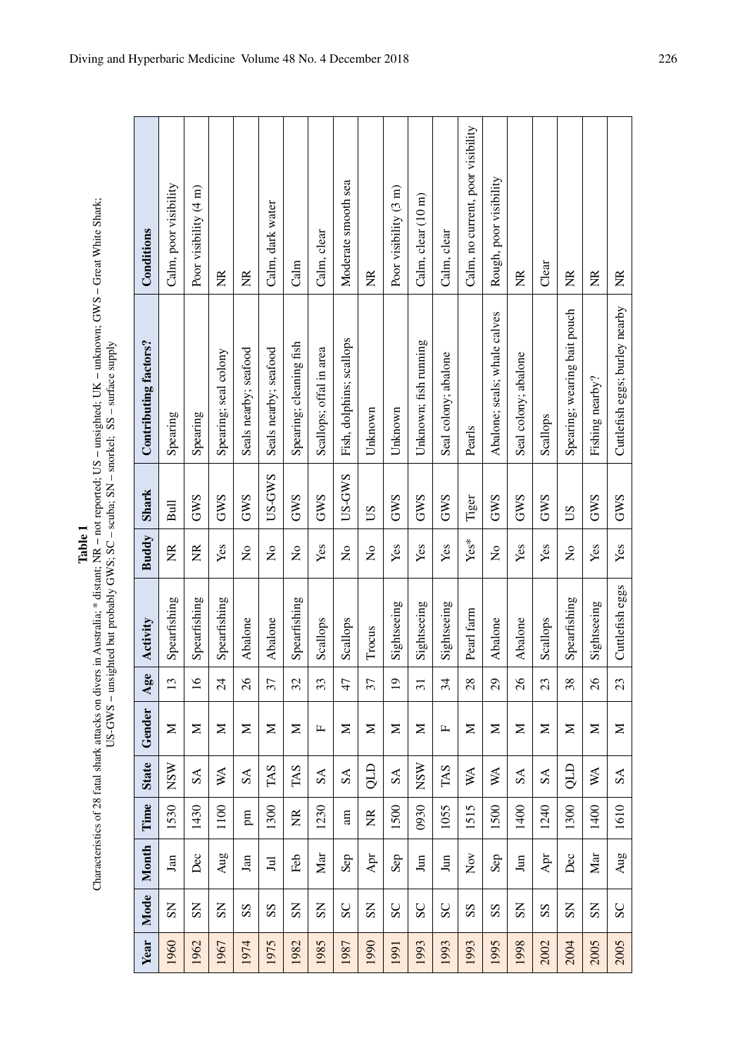**Table 1**

Characteristics of 28 fatal shark attacks on divers in Australia; * distant; NR – not reported; US – unsighted; UK – unknown; GWS – Great White Shark; US-GWS – unsighted but probably GWS; SC – scuba; SN – snorkel; SS – surface supply

| Year | Mode | Month | Time | State | Gender | Age | Activity | Buddy | Shark | Contributing factors? | Conditions |
|---|---|---|---|---|---|---|---|---|---|---|---|
| 1960 | SN | Jan | 1530 | NSW | M | 13 | Spearfishing | NR | Bull | Spearing | Calm, poor visibility |
| 1962 | SN | Dec | 1430 | SA | M | 16 | Spearfishing | NR | GWS | Spearing | Poor visibility (4 m) |
| 1967 | SN | Aug | 1100 | WA | M | 24 | Spearfishing | Yes | GWS | Spearing; seal colony | NR |
| 1974 | SS | Jan | pm | SA | M | 26 | Abalone | No | GWS | Seals nearby; seafood | NR |
| 1975 | SS | Jul | 1300 | TAS | M | 37 | Abalone | No | US-GWS | Seals nearby; seafood | Calm, dark water |
| 1982 | SN | Feb | NR | TAS | M | 32 | Spearfishing | No | GWS | Spearing; cleaning fish | Calm |
| 1985 | SN | Mar | 1230 | SA | F | 33 | Scallops | Yes | GWS | Scallops; offal in area | Calm, clear |
| 1987 | SC | Sep | am | SA | M | 47 | Scallops | No | US-GWS | Fish, dolphins; scallops | Moderate smooth sea |
| 1990 | SN | Apr | NR | QLD | M | 37 | Trocus | No | US | Unknown | NR |
| 1991 | SC | Sep | 1500 | SA | M | 19 | Sightseeing | Yes | GWS | Unknown | Poor visibility (3 m) |
| 1993 | SC | Jun | 0930 | NSW | M | 31 | Sightseeing | Yes | GWS | Unknown; fish running | Calm, clear (10 m) |
| 1993 | SC | Jun | 1055 | TAS | F | 34 | Sightseeing | Yes | GWS | Seal colony; abalone | Calm, clear |
| 1993 | SS | Nov | 1515 | WA | M | 28 | Pearl farm | Yes* | Tiger | Pearls | Calm, no current, poor visibility |
| 1995 | SS | Sep | 1500 | WA | M | 29 | Abalone | No | GWS | Abalone; seals; whale calves | Rough, poor visibility |
| 1998 | SN | Jun | 1400 | SA | M | 26 | Abalone | Yes | GWS | Seal colony; abalone | NR |
| 2002 | SS | Apr | 1240 | SA | M | 23 | Scallops | Yes | GWS | Scallops | Clear |
| 2004 | SN | Dec | 1300 | QLD | M | 38 | Spearfishing | No | US | Spearing; wearing bait pouch | NR |
| 2005 | SN | Mar | 1400 | WA | M | 26 | Sightseeing | Yes | GWS | Fishing nearby? | NR |
| 2005 | SC | Aug | 1610 | SA | M | 23 | Cuttlefish eggs | Yes | GWS | Cuttlefish eggs; burley nearby | NR |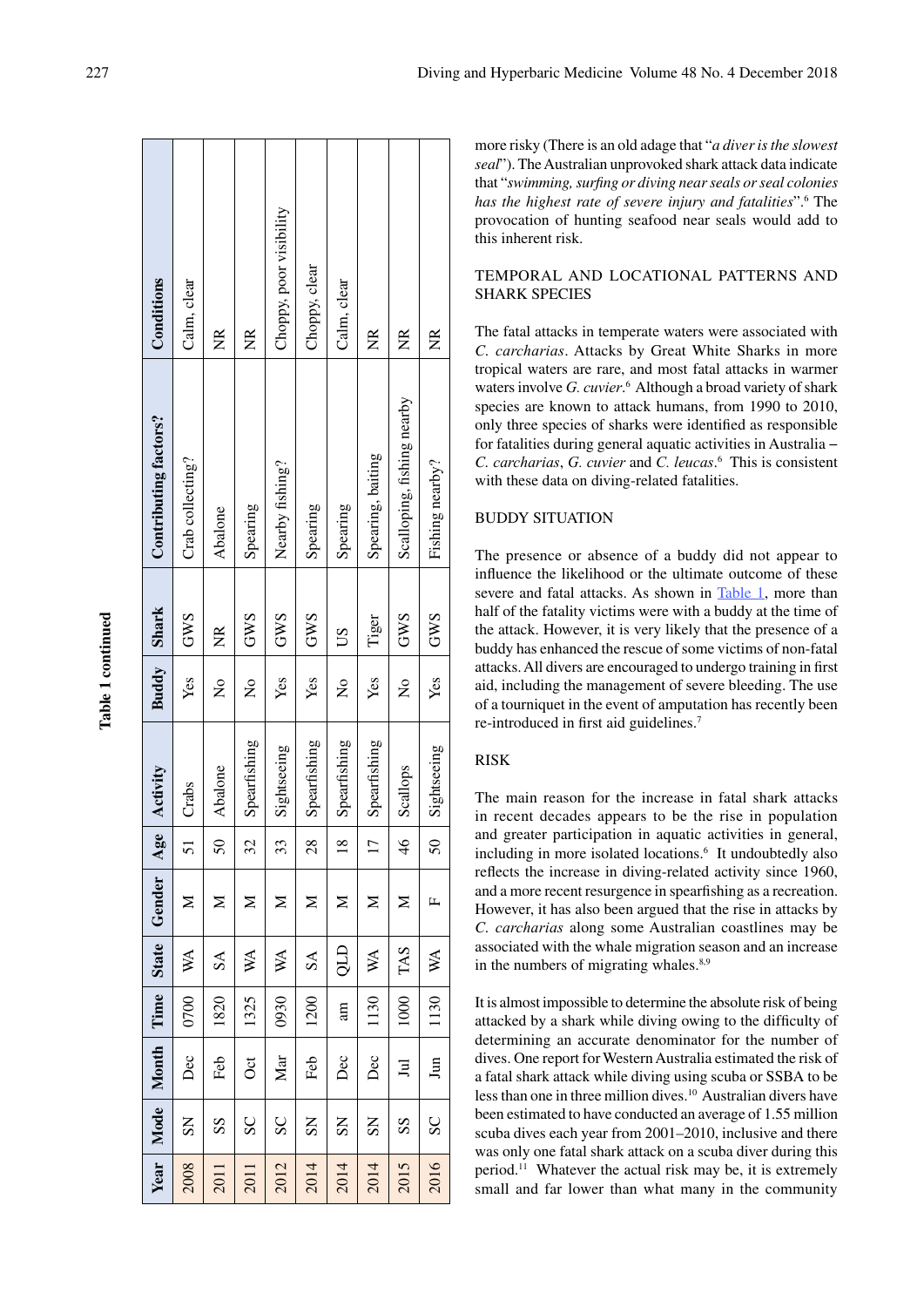**Table 1 continued**

| Year | Mode | Month | Time | State | Gender | Age | Activity | Buddy | Shark | Contributing factors? | Conditions |
|---|---|---|---|---|---|---|---|---|---|---|---|
| 2008 | SN | Dec | 0700 | WA | M | 51 | Crabs | Yes | GWS | Crab collecting? | Calm, clear |
| 2011 | SS | Feb | 1820 | SA | M | 50 | Abalone | No | NR | Abalone | NR |
| 2011 | SC | Oct | 1325 | WA | M | 32 | Spearfishing | No | GWS | Spearing | NR |
| 2012 | SC | Mar | 0930 | WA | M | 33 | Sightseeing | Yes | GWS | Nearby fishing? | Choppy, poor visibility |
| 2014 | SN | Feb | 1200 | SA | M | 28 | Spearfishing | Yes | GWS | Spearing | Choppy, clear |
| 2014 | SN | Dec | am | QLD | M | 18 | Spearfishing | No | US | Spearing | Calm, clear |
| 2014 | SN | Dec | 1130 | WA | M | 17 | Spearfishing | Yes | Tiger | Spearing, baiting | NR |
| 2015 | SS | Jul | 1000 | TAS | M | 46 | Scallops | No | GWS | Scalloping, fishing nearby | NR |
| 2016 | SC | Jun | 1130 | WA | F | 50 | Sightseeing | Yes | GWS | Fishing nearby? | NR |

more risky (There is an old adage that "*a diver is the slowest seal*"). The Australian unprovoked shark attack data indicate that "*swimming, surfing or diving near seals or seal colonies has the highest rate of severe injury and fatalities*".[6] The provocation of hunting seafood near seals would add to this inherent risk.

## TEMPORAL AND LOCATIONAL PATTERNS AND SHARK SPECIES

The fatal attacks in temperate waters were associated with *C. carcharias*. Attacks by Great White Sharks in more tropical waters are rare, and most fatal attacks in warmer waters involve *G. cuvier*.[6] Although a broad variety of shark species are known to attack humans, from 1990 to 2010, only three species of sharks were identified as responsible for fatalities during general aquatic activities in Australia – *C. carcharias*, *G. cuvier* and *C. leucas*.[6] This is consistent with these data on diving-related fatalities.

## BUDDY SITUATION

The presence or absence of a buddy did not appear to influence the likelihood or the ultimate outcome of these severe and fatal attacks. As shown in Table 1, more than half of the fatality victims were with a buddy at the time of the attack. However, it is very likely that the presence of a buddy has enhanced the rescue of some victims of non-fatal attacks. All divers are encouraged to undergo training in first aid, including the management of severe bleeding. The use of a tourniquet in the event of amputation has recently been re-introduced in first aid guidelines.[7]

## RISK

The main reason for the increase in fatal shark attacks in recent decades appears to be the rise in population and greater participation in aquatic activities in general, including in more isolated locations.[6] It undoubtedly also reflects the increase in diving-related activity since 1960, and a more recent resurgence in spearfishing as a recreation. However, it has also been argued that the rise in attacks by *C. carcharias* along some Australian coastlines may be associated with the whale migration season and an increase in the numbers of migrating whales.[8,9]

It is almost impossible to determine the absolute risk of being attacked by a shark while diving owing to the difficulty of determining an accurate denominator for the number of dives. One report for Western Australia estimated the risk of a fatal shark attack while diving using scuba or SSBA to be less than one in three million dives.[10] Australian divers have been estimated to have conducted an average of 1.55 million scuba dives each year from 2001–2010, inclusive and there was only one fatal shark attack on a scuba diver during this period.[11] Whatever the actual risk may be, it is extremely small and far lower than what many in the community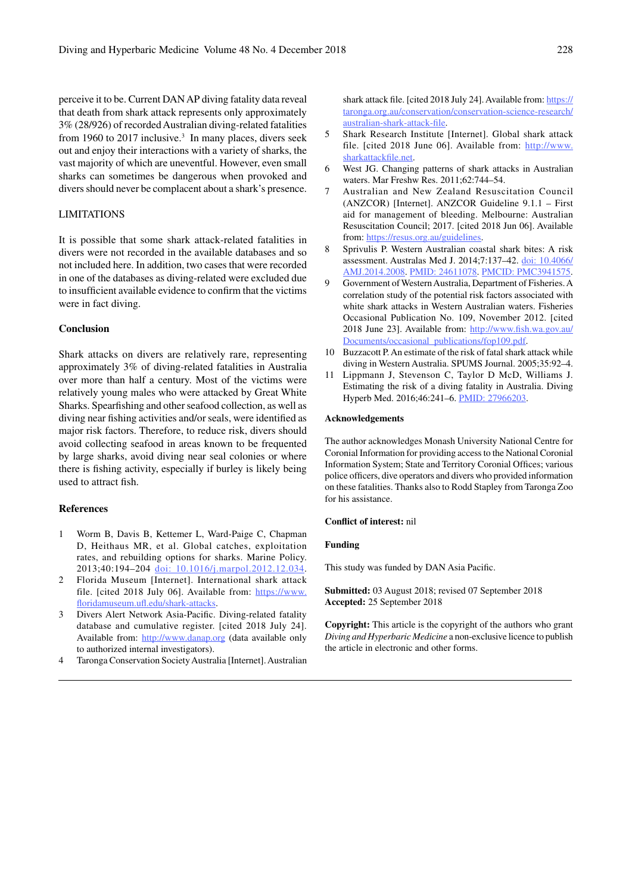perceive it to be. Current DAN AP diving fatality data reveal that death from shark attack represents only approximately 3% (28/926) of recorded Australian diving-related fatalities from 1960 to 2017 inclusive.[3] In many places, divers seek out and enjoy their interactions with a variety of sharks, the vast majority of which are uneventful. However, even small sharks can sometimes be dangerous when provoked and divers should never be complacent about a shark's presence.

## LIMITATIONS

It is possible that some shark attack-related fatalities in divers were not recorded in the available databases and so not included here. In addition, two cases that were recorded in one of the databases as diving-related were excluded due to insufficient available evidence to confirm that the victims were in fact diving.

## Conclusion

Shark attacks on divers are relatively rare, representing approximately 3% of diving-related fatalities in Australia over more than half a century. Most of the victims were relatively young males who were attacked by Great White Sharks. Spearfishing and other seafood collection, as well as diving near fishing activities and/or seals, were identified as major risk factors. Therefore, to reduce risk, divers should avoid collecting seafood in areas known to be frequented by large sharks, avoid diving near seal colonies or where there is fishing activity, especially if burley is likely being used to attract fish.

## References

1. Worm B, Davis B, Kettemer L, Ward-Paige C, Chapman D, Heithaus MR, et al. Global catches, exploitation rates, and rebuilding options for sharks. Marine Policy. 2013;40:194–204 doi: 10.1016/j.marpol.2012.12.034.
2. Florida Museum [Internet]. International shark attack file. [cited 2018 July 06]. Available from: https://www.floridamuseum.ufl.edu/shark-attacks.
3. Divers Alert Network Asia-Pacific. Diving-related fatality database and cumulative register. [cited 2018 July 24]. Available from: http://www.danap.org (data available only to authorized internal investigators).
4. Taronga Conservation Society Australia [Internet]. Australian shark attack file. [cited 2018 July 24]. Available from: https://taronga.org.au/conservation/conservation-science-research/australian-shark-attack-file.
5. Shark Research Institute [Internet]. Global shark attack file. [cited 2018 June 06]. Available from: http://www.sharkattackfile.net.
6. West JG. Changing patterns of shark attacks in Australian waters. Mar Freshw Res. 2011;62:744–54.
7. Australian and New Zealand Resuscitation Council (ANZCOR) [Internet]. ANZCOR Guideline 9.1.1 – First aid for management of bleeding. Melbourne: Australian Resuscitation Council; 2017. [cited 2018 Jun 06]. Available from: https://resus.org.au/guidelines.
8. Sprivulis P. Western Australian coastal shark bites: A risk assessment. Australas Med J. 2014;7:137–42. doi: 10.4066/AMJ.2014.2008. PMID: 24611078. PMCID: PMC3941575.
9. Government of Western Australia, Department of Fisheries. A correlation study of the potential risk factors associated with white shark attacks in Western Australian waters. Fisheries Occasional Publication No. 109, November 2012. [cited 2018 June 23]. Available from: http://www.fish.wa.gov.au/Documents/occasional_publications/fop109.pdf.
10. Buzzacott P. An estimate of the risk of fatal shark attack while diving in Western Australia. SPUMS Journal. 2005;35:92–4.
11. Lippmann J, Stevenson C, Taylor D McD, Williams J. Estimating the risk of a diving fatality in Australia. Diving Hyperb Med. 2016;46:241–6. PMID: 27966203.

## Acknowledgements

The author acknowledges Monash University National Centre for Coronial Information for providing access to the National Coronial Information System; State and Territory Coronial Offices; various police officers, dive operators and divers who provided information on these fatalities. Thanks also to Rodd Stapley from Taronga Zoo for his assistance.

**Conflict of interest:** nil

## Funding

This study was funded by DAN Asia Pacific.

**Submitted:** 03 August 2018; revised 07 September 2018
**Accepted:** 25 September 2018

**Copyright:** This article is the copyright of the authors who grant *Diving and Hyperbaric Medicine* a non-exclusive licence to publish the article in electronic and other forms.